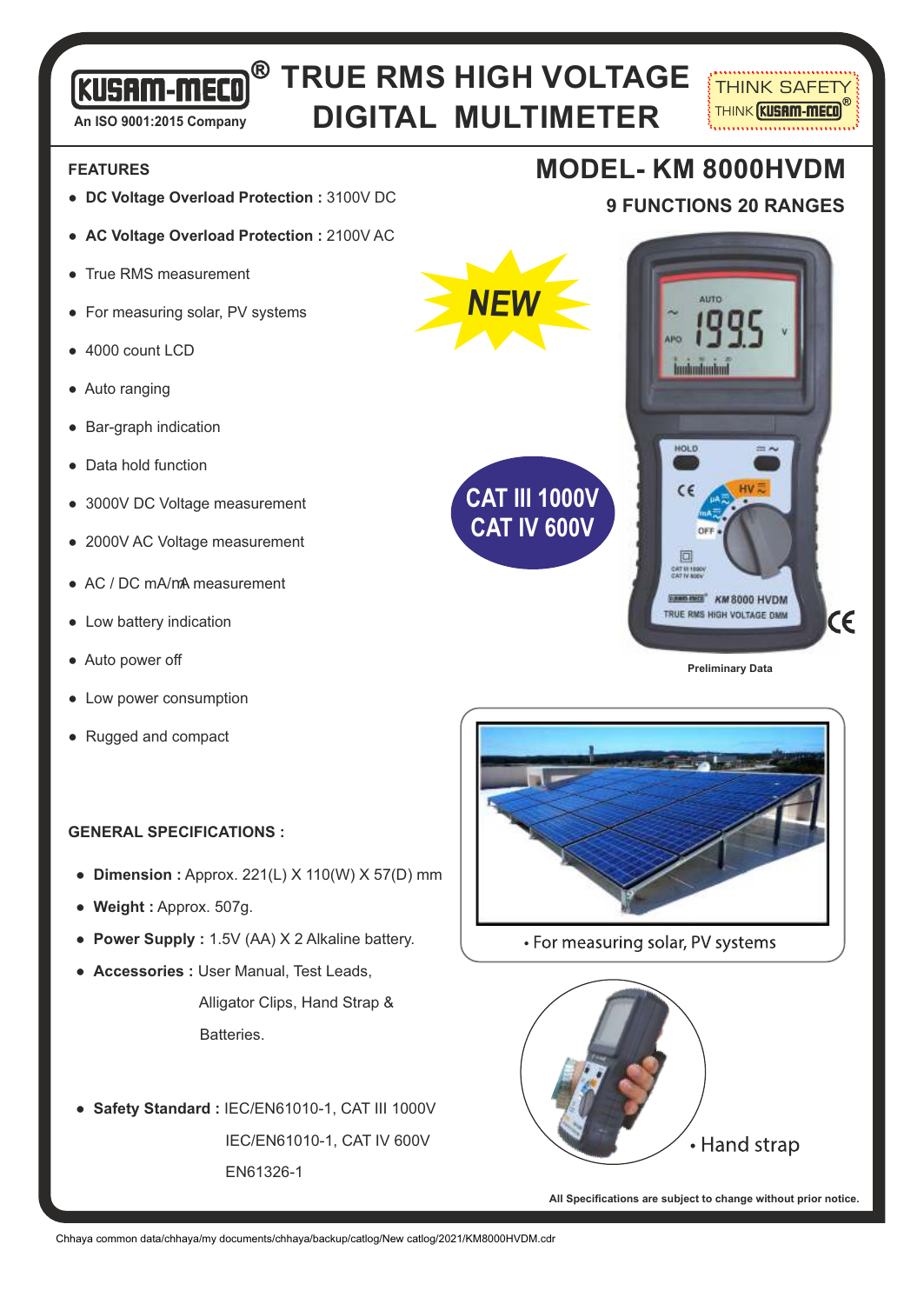# KUSAM-MECO®

An ISO 9001:2015 Company

# TRUE RMS HIGH VOLTAGE DIGITAL MULTIMETER

THINK SAFETY THINK KUSAM-MECO®

## MODEL- KM 8000HVDM

### 9 FUNCTIONS 20 RANGES

NEW

CAT III 1000V
CAT IV 600V

## FEATURES

- **DC Voltage Overload Protection :** 3100V DC
- **AC Voltage Overload Protection :** 2100V AC
- True RMS measurement
- For measuring solar, PV systems
- 4000 count LCD
- Auto ranging
- Bar-graph indication
- Data hold function
- 3000V DC Voltage measurement
- 2000V AC Voltage measurement
- AC / DC mA/mA measurement
- Low battery indication
- Auto power off
- Low power consumption
- Rugged and compact

Preliminary Data

## GENERAL SPECIFICATIONS :

- **Dimension :** Approx. 221(L) X 110(W) X 57(D) mm
- **Weight :** Approx. 507g.
- **Power Supply :** 1.5V (AA) X 2 Alkaline battery.
- **Accessories :** User Manual, Test Leads, Alligator Clips, Hand Strap & Batteries.
- **Safety Standard :** IEC/EN61010-1, CAT III 1000V
  IEC/EN61010-1, CAT IV 600V
  EN61326-1

• For measuring solar, PV systems

• Hand strap

All Specifications are subject to change without prior notice.

Chhaya common data/chhaya/my documents/chhaya/backup/catlog/New catlog/2021/KM8000HVDM.cdr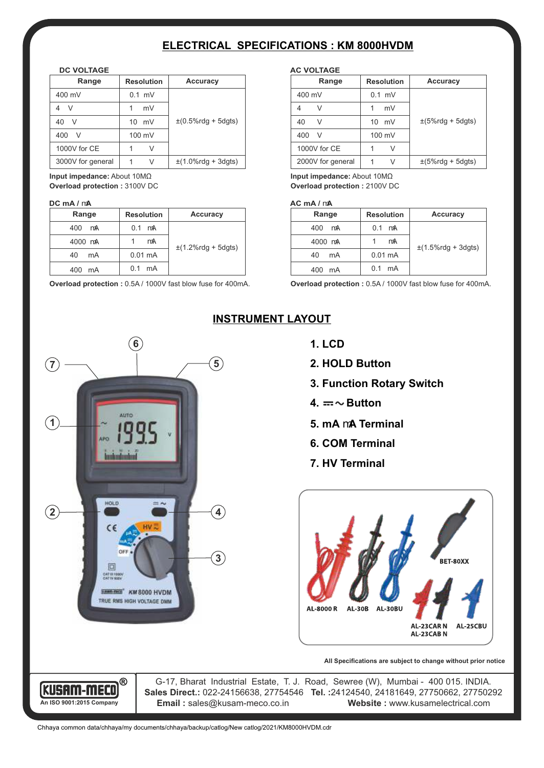# ELECTRICAL SPECIFICATIONS : KM 8000HVDM

### DC VOLTAGE

| Range | Resolution | Accuracy |
|---|---|---|
| 400 mV | 0.1 mV | ±(0.5%rdg + 5dgts) |
| 4 V | 1 mV | |
| 40 V | 10 mV | |
| 400 V | 100 mV | |
| 1000V for CE | 1 V | |
| 3000V for general | 1 V | ±(1.0%rdg + 3dgts) |

**Input impedance:** About 10MΩ
**Overload protection :** 3100V DC

### AC VOLTAGE

| Range | Resolution | Accuracy |
|---|---|---|
| 400 mV | 0.1 mV | ±(5%rdg + 5dgts) |
| 4 V | 1 mV | |
| 40 V | 10 mV | |
| 400 V | 100 mV | |
| 1000V for CE | 1 V | |
| 2000V for general | 1 V | ±(5%rdg + 5dgts) |

**Input impedance:** About 10MΩ
**Overload protection :** 2100V DC

### DC mA / mA

| Range | Resolution | Accuracy |
|---|---|---|
| 400 mA | 0.1 mA | ±(1.2%rdg + 5dgts) |
| 4000 mA | 1 mA | |
| 40 mA | 0.01 mA | |
| 400 mA | 0.1 mA | |

**Overload protection :** 0.5A / 1000V fast blow fuse for 400mA.

### AC mA / mA

| Range | Resolution | Accuracy |
|---|---|---|
| 400 mA | 0.1 mA | ±(1.5%rdg + 3dgts) |
| 4000 mA | 1 mA | |
| 40 mA | 0.01 mA | |
| 400 mA | 0.1 mA | |

**Overload protection :** 0.5A / 1000V fast blow fuse for 400mA.

# INSTRUMENT LAYOUT

1. LCD
2. HOLD Button
3. Function Rotary Switch
4. ⎓~ Button
5. mA mA Terminal
6. COM Terminal
7. HV Terminal

AL-8000 R
AL-30B
AL-30BU
BET-80XX
AL-23CAR N
AL-23CAB N
AL-25CBU

All Specifications are subject to change without prior notice

KUSAM-MECO®
An ISO 9001:2015 Company

G-17, Bharat Industrial Estate, T. J. Road, Sewree (W), Mumbai - 400 015. INDIA.
**Sales Direct.:** 022-24156638, 27754546 **Tel. :**24124540, 24181649, 27750662, 27750292
**Email :** sales@kusam-meco.co.in **Website :** www.kusamelectrical.com

Chhaya common data/chhaya/my documents/chhaya/backup/catlog/New catlog/2021/KM8000HVDM.cdr